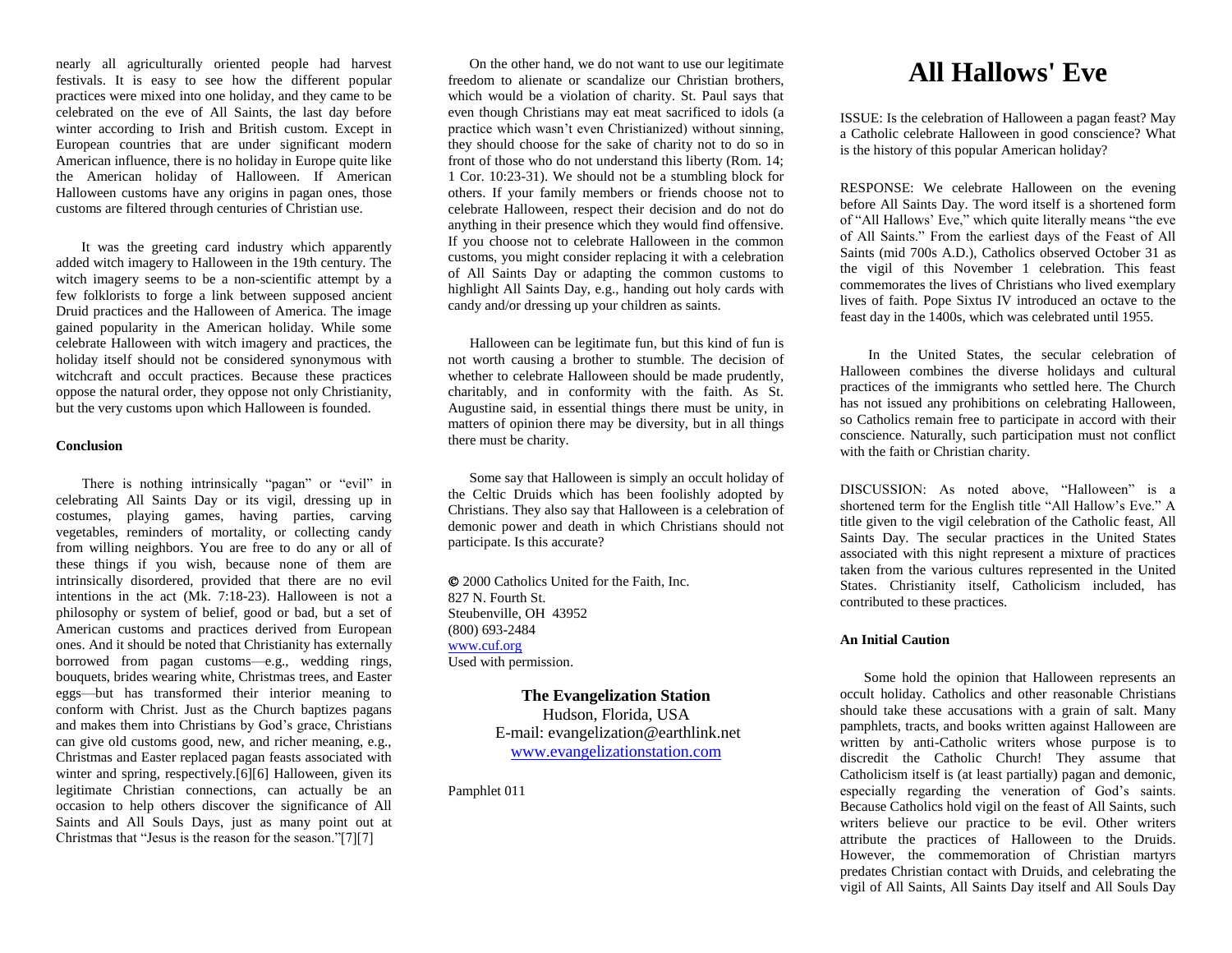nearly all agriculturally oriented people had harvest festivals. It is easy to see how the different popular practices were mixed into one holiday, and they came to be celebrated on the eve of All Saints, the last day before winter according to Irish and British custom. Except in European countries that are under significant modern American influence, there is no holiday in Europe quite like the American holiday of Halloween. If American Halloween customs have any origins in pagan ones, those customs are filtered through centuries of Christian use.

It was the greeting card industry which apparently added witch imagery to Halloween in the 19th century. The witch imagery seems to be a non-scientific attempt by a few folklorists to forge a link between supposed ancient Druid practices and the Halloween of America. The image gained popularity in the American holiday. While some celebrate Halloween with witch imagery and practices, the holiday itself should not be considered synonymous with witchcraft and occult practices. Because these practices oppose the natural order, they oppose not only Christianity, but the very customs upon which Halloween is founded.

**Conclusion**

There is nothing intrinsically "pagan" or "evil" in celebrating All Saints Day or its vigil, dressing up in costumes, playing games, having parties, carving vegetables, reminders of mortality, or collecting candy from willing neighbors. You are free to do any or all of these things if you wish, because none of them are intrinsically disordered, provided that there are no evil intentions in the act (Mk. 7:18-23). Halloween is not a philosophy or system of belief, good or bad, but a set of American customs and practices derived from European ones. And it should be noted that Christianity has externally borrowed from pagan customs—e.g., wedding rings, bouquets, brides wearing white, Christmas trees, and Easter eggs—but has transformed their interior meaning to conform with Christ. Just as the Church baptizes pagans and makes them into Christians by God's grace, Christians can give old customs good, new, and richer meaning, e.g., Christmas and Easter replaced pagan feasts associated with winter and spring, respectively.[6][6] Halloween, given its legitimate Christian connections, can actually be an occasion to help others discover the significance of All Saints and All Souls Days, just as many point out at Christmas that "Jesus is the reason for the season."[7][7]

On the other hand, we do not want to use our legitimate freedom to alienate or scandalize our Christian brothers, which would be a violation of charity. St. Paul says that even though Christians may eat meat sacrificed to idols (a practice which wasn't even Christianized) without sinning, they should choose for the sake of charity not to do so in front of those who do not understand this liberty (Rom. 14; 1 Cor. 10:23-31). We should not be a stumbling block for others. If your family members or friends choose not to celebrate Halloween, respect their decision and do not do anything in their presence which they would find offensive. If you choose not to celebrate Halloween in the common customs, you might consider replacing it with a celebration of All Saints Day or adapting the common customs to highlight All Saints Day, e.g., handing out holy cards with candy and/or dressing up your children as saints.

Halloween can be legitimate fun, but this kind of fun is not worth causing a brother to stumble. The decision of whether to celebrate Halloween should be made prudently, charitably, and in conformity with the faith. As St. Augustine said, in essential things there must be unity, in matters of opinion there may be diversity, but in all things there must be charity.

Some say that Halloween is simply an occult holiday of the Celtic Druids which has been foolishly adopted by Christians. They also say that Halloween is a celebration of demonic power and death in which Christians should not participate. Is this accurate?

© 2000 Catholics United for the Faith, Inc.
827 N. Fourth St.
Steubenville, OH 43952
(800) 693-2484
www.cuf.org
Used with permission.

**The Evangelization Station**
Hudson, Florida, USA
E-mail: evangelization@earthlink.net
www.evangelizationstation.com

Pamphlet 011

# All Hallows' Eve

ISSUE: Is the celebration of Halloween a pagan feast? May a Catholic celebrate Halloween in good conscience? What is the history of this popular American holiday?

RESPONSE: We celebrate Halloween on the evening before All Saints Day. The word itself is a shortened form of "All Hallows' Eve," which quite literally means "the eve of All Saints." From the earliest days of the Feast of All Saints (mid 700s A.D.), Catholics observed October 31 as the vigil of this November 1 celebration. This feast commemorates the lives of Christians who lived exemplary lives of faith. Pope Sixtus IV introduced an octave to the feast day in the 1400s, which was celebrated until 1955.

In the United States, the secular celebration of Halloween combines the diverse holidays and cultural practices of the immigrants who settled here. The Church has not issued any prohibitions on celebrating Halloween, so Catholics remain free to participate in accord with their conscience. Naturally, such participation must not conflict with the faith or Christian charity.

DISCUSSION: As noted above, "Halloween" is a shortened term for the English title "All Hallow's Eve." A title given to the vigil celebration of the Catholic feast, All Saints Day. The secular practices in the United States associated with this night represent a mixture of practices taken from the various cultures represented in the United States. Christianity itself, Catholicism included, has contributed to these practices.

**An Initial Caution**

Some hold the opinion that Halloween represents an occult holiday. Catholics and other reasonable Christians should take these accusations with a grain of salt. Many pamphlets, tracts, and books written against Halloween are written by anti-Catholic writers whose purpose is to discredit the Catholic Church! They assume that Catholicism itself is (at least partially) pagan and demonic, especially regarding the veneration of God's saints. Because Catholics hold vigil on the feast of All Saints, such writers believe our practice to be evil. Other writers attribute the practices of Halloween to the Druids. However, the commemoration of Christian martyrs predates Christian contact with Druids, and celebrating the vigil of All Saints, All Saints Day itself and All Souls Day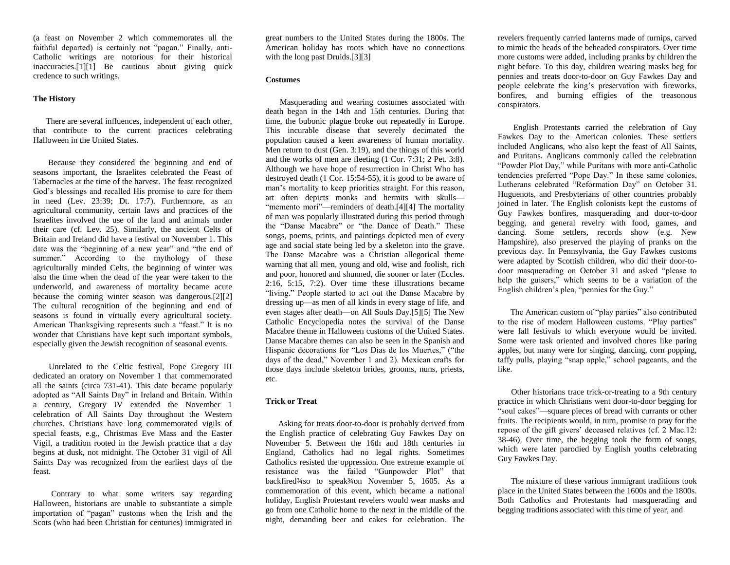(a feast on November 2 which commemorates all the faithful departed) is certainly not "pagan." Finally, anti-Catholic writings are notorious for their historical inaccuracies.[1][1] Be cautious about giving quick credence to such writings.

**The History**

There are several influences, independent of each other, that contribute to the current practices celebrating Halloween in the United States.

Because they considered the beginning and end of seasons important, the Israelites celebrated the Feast of Tabernacles at the time of the harvest. The feast recognized God's blessings and recalled His promise to care for them in need (Lev. 23:39; Dt. 17:7). Furthermore, as an agricultural community, certain laws and practices of the Israelites involved the use of the land and animals under their care (cf. Lev. 25). Similarly, the ancient Celts of Britain and Ireland did have a festival on November 1. This date was the "beginning of a new year" and "the end of summer." According to the mythology of these agriculturally minded Celts, the beginning of winter was also the time when the dead of the year were taken to the underworld, and awareness of mortality became acute because the coming winter season was dangerous.[2][2] The cultural recognition of the beginning and end of seasons is found in virtually every agricultural society. American Thanksgiving represents such a "feast." It is no wonder that Christians have kept such important symbols, especially given the Jewish recognition of seasonal events.

Unrelated to the Celtic festival, Pope Gregory III dedicated an oratory on November 1 that commemorated all the saints (circa 731-41). This date became popularly adopted as "All Saints Day" in Ireland and Britain. Within a century, Gregory IV extended the November 1 celebration of All Saints Day throughout the Western churches. Christians have long commemorated vigils of special feasts, e.g., Christmas Eve Mass and the Easter Vigil, a tradition rooted in the Jewish practice that a day begins at dusk, not midnight. The October 31 vigil of All Saints Day was recognized from the earliest days of the feast.

Contrary to what some writers say regarding Halloween, historians are unable to substantiate a simple importation of "pagan" customs when the Irish and the Scots (who had been Christian for centuries) immigrated in great numbers to the United States during the 1800s. The American holiday has roots which have no connections with the long past Druids.[3][3]

**Costumes**

Masquerading and wearing costumes associated with death began in the 14th and 15th centuries. During that time, the bubonic plague broke out repeatedly in Europe. This incurable disease that severely decimated the population caused a keen awareness of human mortality. Men return to dust (Gen. 3:19), and the things of this world and the works of men are fleeting (1 Cor. 7:31; 2 Pet. 3:8). Although we have hope of resurrection in Christ Who has destroyed death (1 Cor. 15:54-55), it is good to be aware of man's mortality to keep priorities straight. For this reason, art often depicts monks and hermits with skulls—"memento mori"—reminders of death.[4][4] The mortality of man was popularly illustrated during this period through the "Danse Macabre" or "the Dance of Death." These songs, poems, prints, and paintings depicted men of every age and social state being led by a skeleton into the grave. The Danse Macabre was a Christian allegorical theme warning that all men, young and old, wise and foolish, rich and poor, honored and shunned, die sooner or later (Eccles. 2:16, 5:15, 7:2). Over time these illustrations became "living." People started to act out the Danse Macabre by dressing up—as men of all kinds in every stage of life, and even stages after death—on All Souls Day.[5][5] The New Catholic Encyclopedia notes the survival of the Danse Macabre theme in Halloween customs of the United States. Danse Macabre themes can also be seen in the Spanish and Hispanic decorations for "Los Dias de los Muertes," ("the days of the dead," November 1 and 2). Mexican crafts for those days include skeleton brides, grooms, nuns, priests, etc.

**Trick or Treat**

Asking for treats door-to-door is probably derived from the English practice of celebrating Guy Fawkes Day on November 5. Between the 16th and 18th centuries in England, Catholics had no legal rights. Sometimes Catholics resisted the oppression. One extreme example of resistance was the failed "Gunpowder Plot" that backfired¾so to speak¾on November 5, 1605. As a commemoration of this event, which became a national holiday, English Protestant revelers would wear masks and go from one Catholic home to the next in the middle of the night, demanding beer and cakes for celebration. The revelers frequently carried lanterns made of turnips, carved to mimic the heads of the beheaded conspirators. Over time more customs were added, including pranks by children the night before. To this day, children wearing masks beg for pennies and treats door-to-door on Guy Fawkes Day and people celebrate the king's preservation with fireworks, bonfires, and burning effigies of the treasonous conspirators.

English Protestants carried the celebration of Guy Fawkes Day to the American colonies. These settlers included Anglicans, who also kept the feast of All Saints, and Puritans. Anglicans commonly called the celebration "Powder Plot Day," while Puritans with more anti-Catholic tendencies preferred "Pope Day." In these same colonies, Lutherans celebrated "Reformation Day" on October 31. Huguenots, and Presbyterians of other countries probably joined in later. The English colonists kept the customs of Guy Fawkes bonfires, masquerading and door-to-door begging, and general revelry with food, games, and dancing. Some settlers, records show (e.g. New Hampshire), also preserved the playing of pranks on the previous day. In Pennsylvania, the Guy Fawkes customs were adapted by Scottish children, who did their door-to-door masquerading on October 31 and asked "please to help the guisers," which seems to be a variation of the English children's plea, "pennies for the Guy."

The American custom of "play parties" also contributed to the rise of modern Halloween customs. "Play parties" were fall festivals to which everyone would be invited. Some were task oriented and involved chores like paring apples, but many were for singing, dancing, corn popping, taffy pulls, playing "snap apple," school pageants, and the like.

Other historians trace trick-or-treating to a 9th century practice in which Christians went door-to-door begging for "soul cakes"—square pieces of bread with currants or other fruits. The recipients would, in turn, promise to pray for the repose of the gift givers' deceased relatives (cf. 2 Mac.12: 38-46). Over time, the begging took the form of songs, which were later parodied by English youths celebrating Guy Fawkes Day.

The mixture of these various immigrant traditions took place in the United States between the 1600s and the 1800s. Both Catholics and Protestants had masquerading and begging traditions associated with this time of year, and